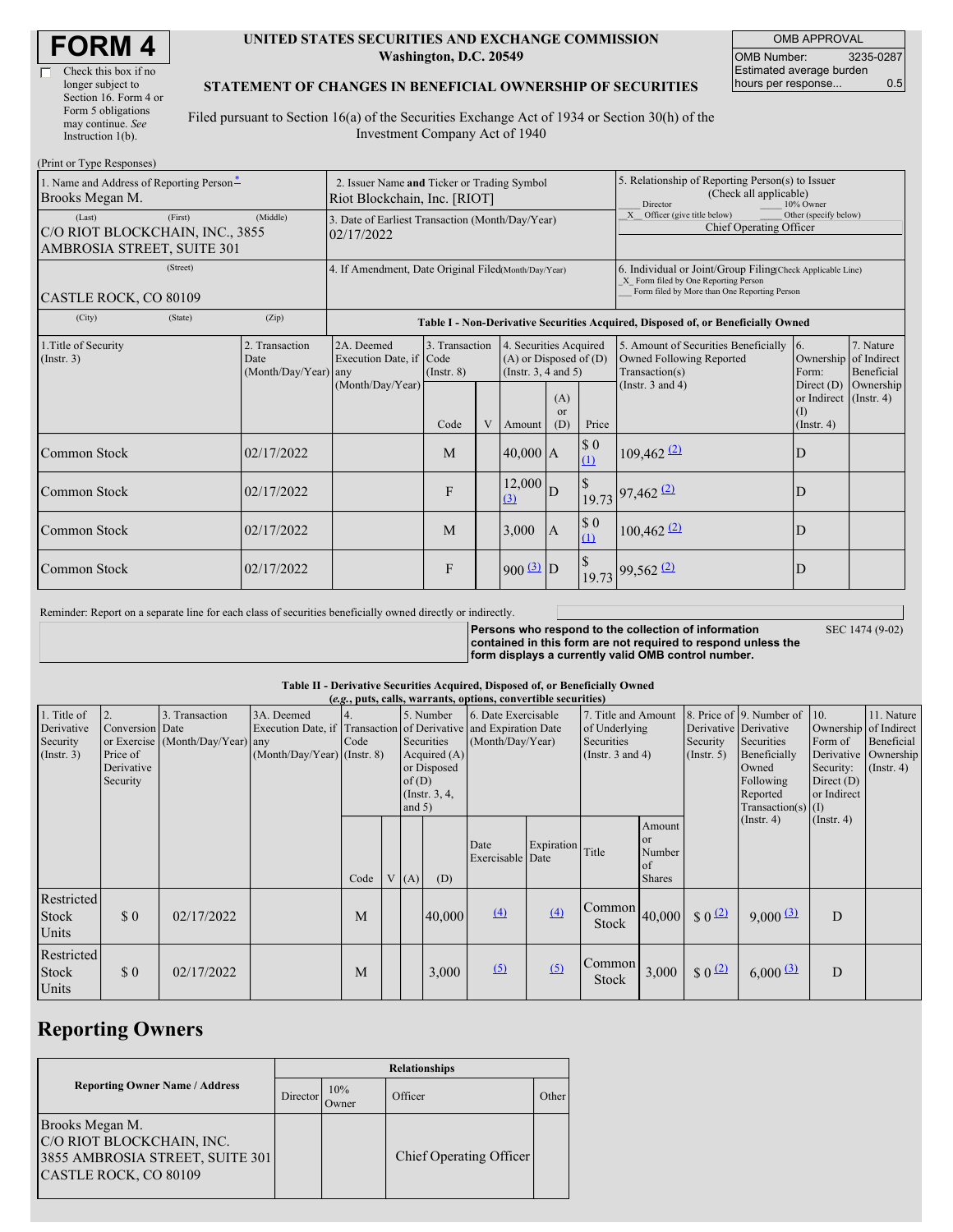# FORM 4

☐ Check this box if no longer subject to Section 16. Form 4 or Form 5 obligations may continue. *See* Instruction 1(b).

**UNITED STATES SECURITIES AND EXCHANGE COMMISSION**
**Washington, D.C. 20549**

**STATEMENT OF CHANGES IN BENEFICIAL OWNERSHIP OF SECURITIES**

Filed pursuant to Section 16(a) of the Securities Exchange Act of 1934 or Section 30(h) of the Investment Company Act of 1940

| OMB APPROVAL | |
|---|---|
| OMB Number: | 3235-0287 |
| Estimated average burden hours per response... | 0.5 |

(Print or Type Responses)

| | | |
|---|---|---|
| 1. Name and Address of Reporting Person* Brooks Megan M. | 2. Issuer Name **and** Ticker or Trading Symbol Riot Blockchain, Inc. [RIOT] | 5. Relationship of Reporting Person(s) to Issuer (Check all applicable) ___ Director ___ 10% Owner _X_ Officer (give title below) ___ Other (specify below) Chief Operating Officer |
| (Last) (First) (Middle) C/O RIOT BLOCKCHAIN, INC., 3855 AMBROSIA STREET, SUITE 301 | 3. Date of Earliest Transaction (Month/Day/Year) 02/17/2022 | |
| (Street) CASTLE ROCK, CO 80109 | 4. If Amendment, Date Original Filed (Month/Day/Year) | 6. Individual or Joint/Group Filing (Check Applicable Line) _X_ Form filed by One Reporting Person ___ Form filed by More than One Reporting Person |
| (City) (State) (Zip) | | |

**Table I - Non-Derivative Securities Acquired, Disposed of, or Beneficially Owned**

| 1.Title of Security (Instr. 3) | 2. Transaction Date (Month/Day/Year) | 2A. Deemed Execution Date, if any (Month/Day/Year) | 3. Transaction Code (Instr. 8) | | 4. Securities Acquired (A) or Disposed of (D) (Instr. 3, 4 and 5) | | | 5. Amount of Securities Beneficially Owned Following Reported Transaction(s) (Instr. 3 and 4) | 6. Ownership Form: Direct (D) or Indirect (I) (Instr. 4) | 7. Nature of Indirect Beneficial Ownership (Instr. 4) |
|---|---|---|---|---|---|---|---|---|---|---|
| | | | Code | V | Amount | (A) or (D) | Price | | | |
| Common Stock | 02/17/2022 | | M | | 40,000 | A | $ 0 (1) | 109,462 (2) | D | |
| Common Stock | 02/17/2022 | | F | | 12,000 (3) | D | $ 19.73 | 97,462 (2) | D | |
| Common Stock | 02/17/2022 | | M | | 3,000 | A | $ 0 (1) | 100,462 (2) | D | |
| Common Stock | 02/17/2022 | | F | | 900 (3) | D | $ 19.73 | 99,562 (2) | D | |

Reminder: Report on a separate line for each class of securities beneficially owned directly or indirectly.

**Persons who respond to the collection of information contained in this form are not required to respond unless the form displays a currently valid OMB control number.** SEC 1474 (9-02)

**Table II - Derivative Securities Acquired, Disposed of, or Beneficially Owned**
***(e.g., puts, calls, warrants, options, convertible securities)***

| 1. Title of Derivative Security (Instr. 3) | 2. Conversion or Exercise Price of Derivative Security | 3. Transaction Date (Month/Day/Year) | 3A. Deemed Execution Date, if any (Month/Day/Year) | 4. Transaction Code (Instr. 8) | | 5. Number of Derivative Securities Acquired (A) or Disposed of (D) (Instr. 3, 4, and 5) | | 6. Date Exercisable and Expiration Date (Month/Day/Year) | | 7. Title and Amount of Underlying Securities (Instr. 3 and 4) | | 8. Price of Derivative Security (Instr. 5) | 9. Number of Derivative Securities Beneficially Owned Following Reported Transaction(s) (Instr. 4) | 10. Ownership Form of Derivative Security: Direct (D) or Indirect (I) (Instr. 4) | 11. Nature of Indirect Beneficial Ownership (Instr. 4) |
|---|---|---|---|---|---|---|---|---|---|---|---|---|---|---|---|
| | | | | Code | V | (A) | (D) | Date Exercisable | Expiration Date | Title | Amount or Number of Shares | | | | |
| Restricted Stock Units | $ 0 | 02/17/2022 | | M | | | 40,000 | (4) | (4) | Common Stock | 40,000 | $ 0 (2) | 9,000 (3) | D | |
| Restricted Stock Units | $ 0 | 02/17/2022 | | M | | | 3,000 | (5) | (5) | Common Stock | 3,000 | $ 0 (2) | 6,000 (3) | D | |

## Reporting Owners

| Reporting Owner Name / Address | Relationships | | | |
|---|---|---|---|---|
| | Director | 10% Owner | Officer | Other |
| Brooks Megan M. C/O RIOT BLOCKCHAIN, INC. 3855 AMBROSIA STREET, SUITE 301 CASTLE ROCK, CO 80109 | | | Chief Operating Officer | |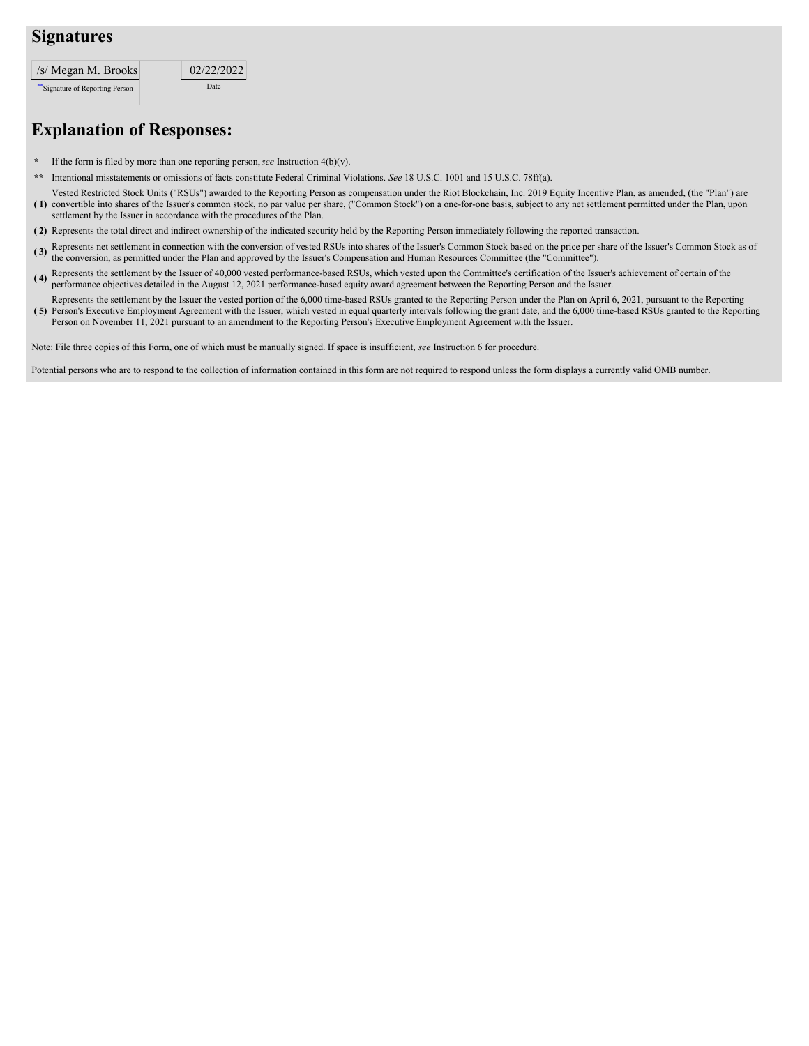## Signatures

| /s/ Megan M. Brooks | | 02/22/2022 |
| --- | --- | --- |
| **Signature of Reporting Person | | Date |

## Explanation of Responses:

\* If the form is filed by more than one reporting person, *see* Instruction 4(b)(v).

\*\* Intentional misstatements or omissions of facts constitute Federal Criminal Violations. *See* 18 U.S.C. 1001 and 15 U.S.C. 78ff(a).

( 1) Vested Restricted Stock Units ("RSUs") awarded to the Reporting Person as compensation under the Riot Blockchain, Inc. 2019 Equity Incentive Plan, as amended, (the "Plan") are convertible into shares of the Issuer's common stock, no par value per share, ("Common Stock") on a one-for-one basis, subject to any net settlement permitted under the Plan, upon settlement by the Issuer in accordance with the procedures of the Plan.

( 2) Represents the total direct and indirect ownership of the indicated security held by the Reporting Person immediately following the reported transaction.

( 3) Represents net settlement in connection with the conversion of vested RSUs into shares of the Issuer's Common Stock based on the price per share of the Issuer's Common Stock as of the conversion, as permitted under the Plan and approved by the Issuer's Compensation and Human Resources Committee (the "Committee").

( 4) Represents the settlement by the Issuer of 40,000 vested performance-based RSUs, which vested upon the Committee's certification of the Issuer's achievement of certain of the performance objectives detailed in the August 12, 2021 performance-based equity award agreement between the Reporting Person and the Issuer.

( 5) Represents the settlement by the Issuer the vested portion of the 6,000 time-based RSUs granted to the Reporting Person under the Plan on April 6, 2021, pursuant to the Reporting Person's Executive Employment Agreement with the Issuer, which vested in equal quarterly intervals following the grant date, and the 6,000 time-based RSUs granted to the Reporting Person on November 11, 2021 pursuant to an amendment to the Reporting Person's Executive Employment Agreement with the Issuer.

Note: File three copies of this Form, one of which must be manually signed. If space is insufficient, *see* Instruction 6 for procedure.

Potential persons who are to respond to the collection of information contained in this form are not required to respond unless the form displays a currently valid OMB number.